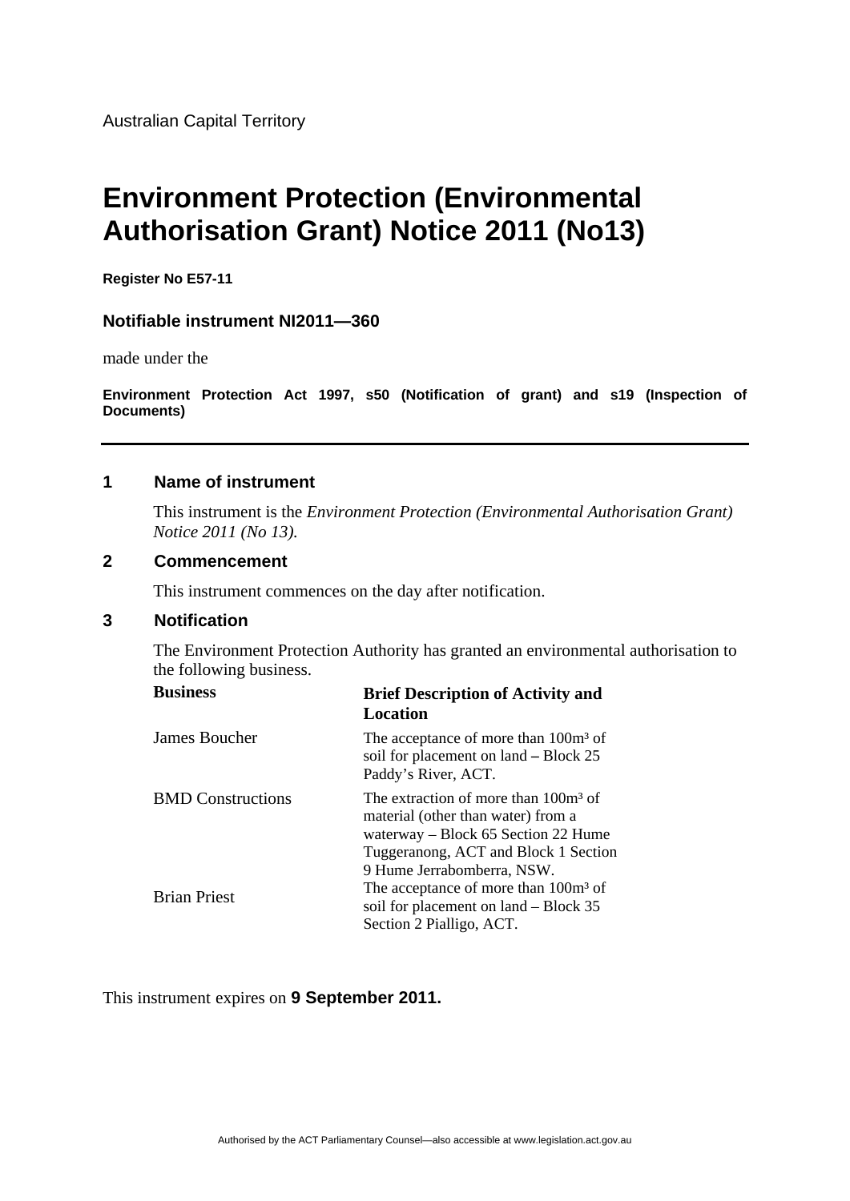Australian Capital Territory

# Environment Protection (Environmental Authorisation Grant) Notice 2011 (No13)

**Register No E57-11**

### Notifiable instrument NI2011—360

made under the

**Environment Protection Act 1997, s50 (Notification of grant) and s19 (Inspection of Documents)**

---

## 1 Name of instrument

This instrument is the *Environment Protection (Environmental Authorisation Grant) Notice 2011 (No 13).*

## 2 Commencement

This instrument commences on the day after notification.

## 3 Notification

The Environment Protection Authority has granted an environmental authorisation to the following business.

| Business | Brief Description of Activity and Location |
|---|---|
| James Boucher | The acceptance of more than 100m³ of soil for placement on land – Block 25 Paddy's River, ACT. |
| BMD Constructions | The extraction of more than 100m³ of material (other than water) from a waterway – Block 65 Section 22 Hume Tuggeranong, ACT and Block 1 Section 9 Hume Jerrabomberra, NSW. |
| Brian Priest | The acceptance of more than 100m³ of soil for placement on land – Block 35 Section 2 Pialligo, ACT. |

This instrument expires on **9 September 2011.**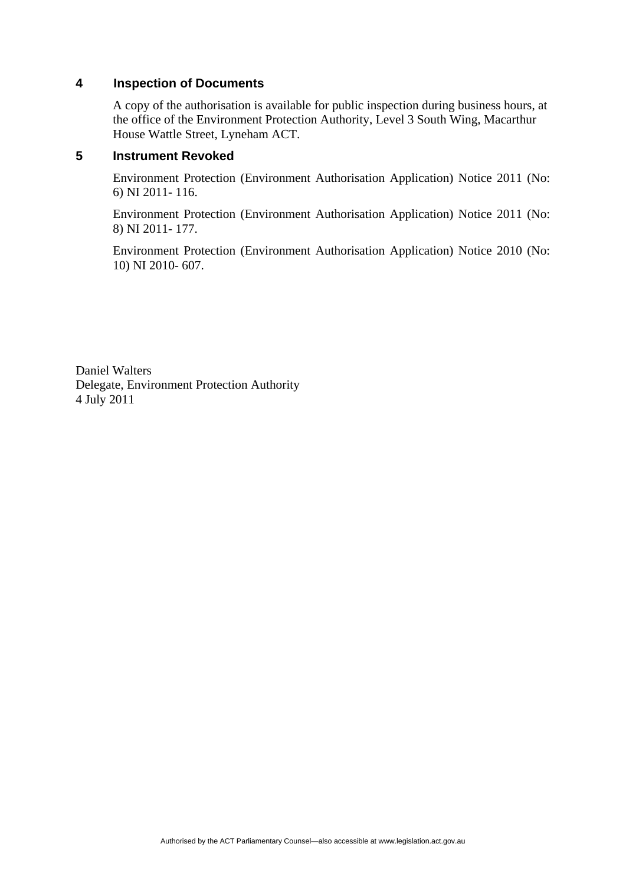## 4 Inspection of Documents

A copy of the authorisation is available for public inspection during business hours, at the office of the Environment Protection Authority, Level 3 South Wing, Macarthur House Wattle Street, Lyneham ACT.

## 5 Instrument Revoked

Environment Protection (Environment Authorisation Application) Notice 2011 (No: 6) NI 2011- 116.

Environment Protection (Environment Authorisation Application) Notice 2011 (No: 8) NI 2011- 177.

Environment Protection (Environment Authorisation Application) Notice 2010 (No: 10) NI 2010- 607.

Daniel Walters
Delegate, Environment Protection Authority
4 July 2011